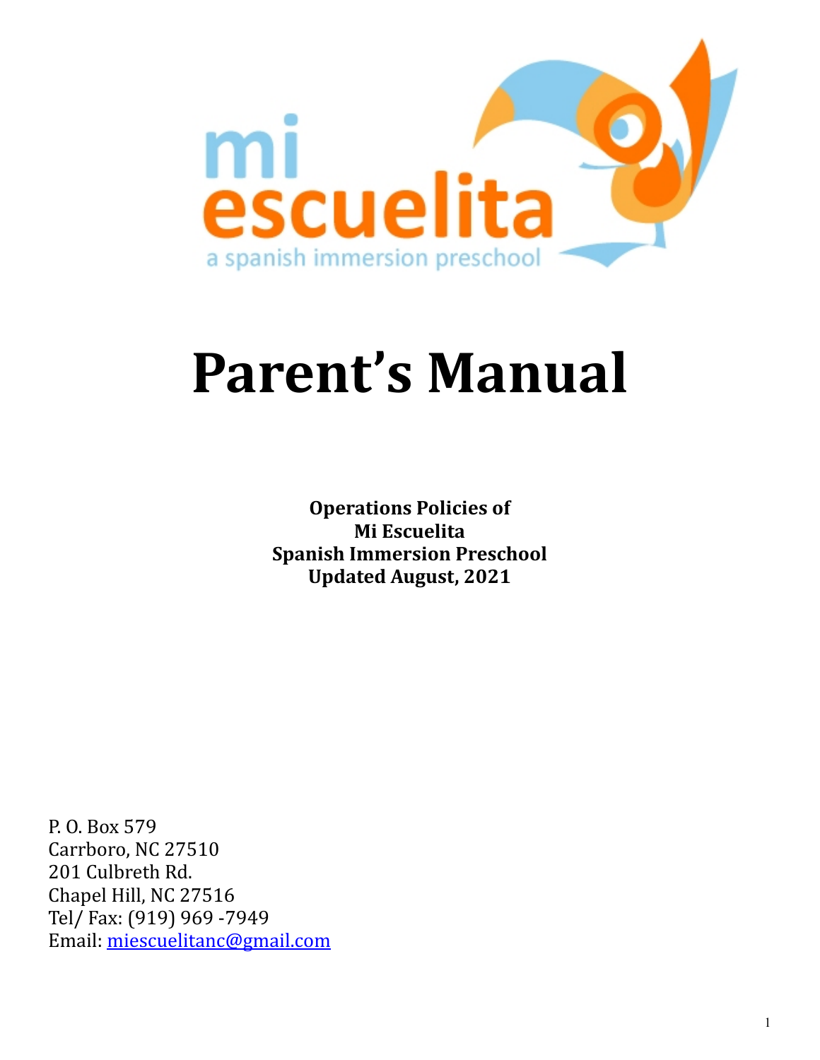mi escuelita

a spanish immersion preschool

# Parent's Manual

**Operations Policies of**
**Mi Escuelita**
**Spanish Immersion Preschool**
**Updated August, 2021**

P. O. Box 579
Carrboro, NC 27510
201 Culbreth Rd.
Chapel Hill, NC 27516
Tel/ Fax: (919) 969 -7949
Email: [miescuelitanc@gmail.com](mailto:miescuelitanc@gmail.com)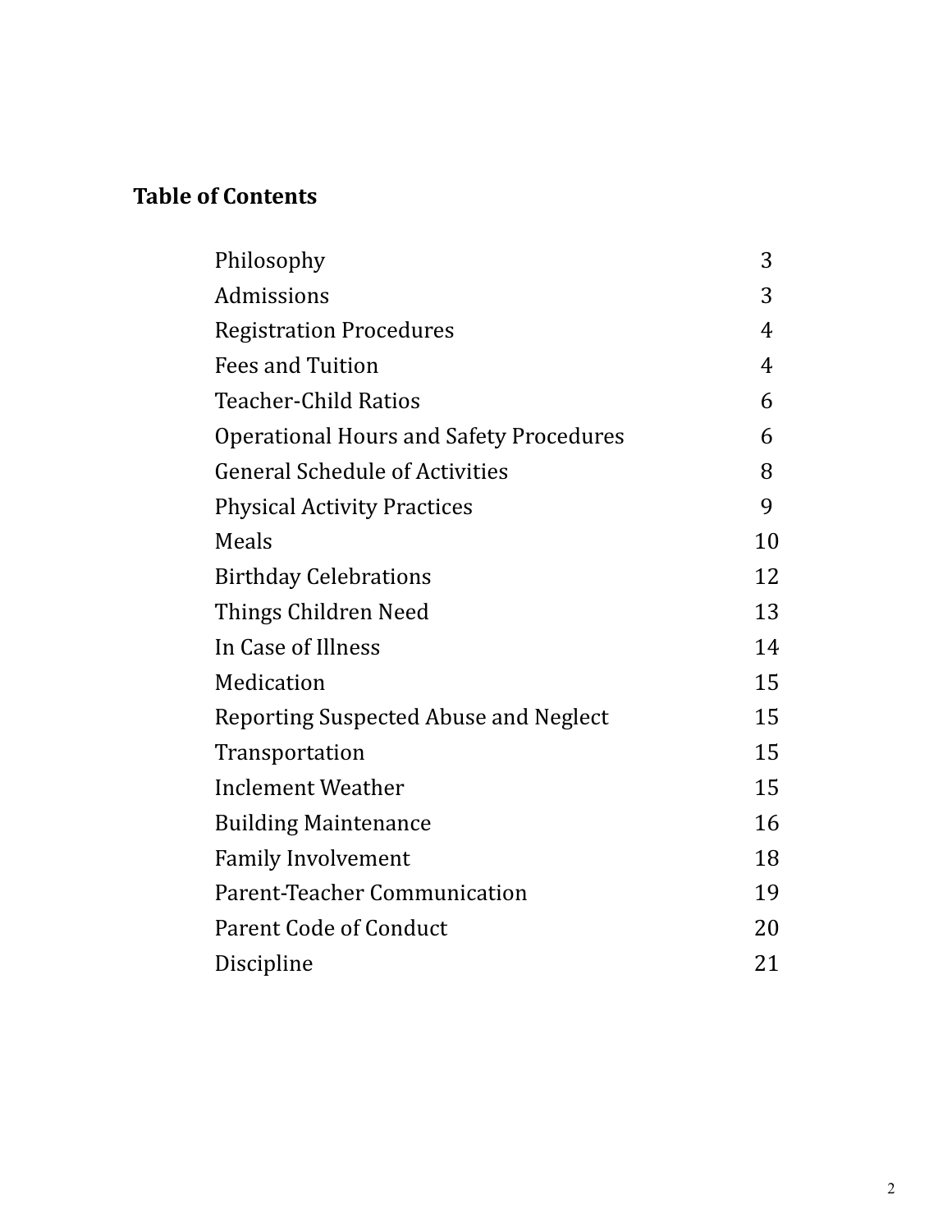## Table of Contents

| | |
|---|---|
| Philosophy | 3 |
| Admissions | 3 |
| Registration Procedures | 4 |
| Fees and Tuition | 4 |
| Teacher-Child Ratios | 6 |
| Operational Hours and Safety Procedures | 6 |
| General Schedule of Activities | 8 |
| Physical Activity Practices | 9 |
| Meals | 10 |
| Birthday Celebrations | 12 |
| Things Children Need | 13 |
| In Case of Illness | 14 |
| Medication | 15 |
| Reporting Suspected Abuse and Neglect | 15 |
| Transportation | 15 |
| Inclement Weather | 15 |
| Building Maintenance | 16 |
| Family Involvement | 18 |
| Parent-Teacher Communication | 19 |
| Parent Code of Conduct | 20 |
| Discipline | 21 |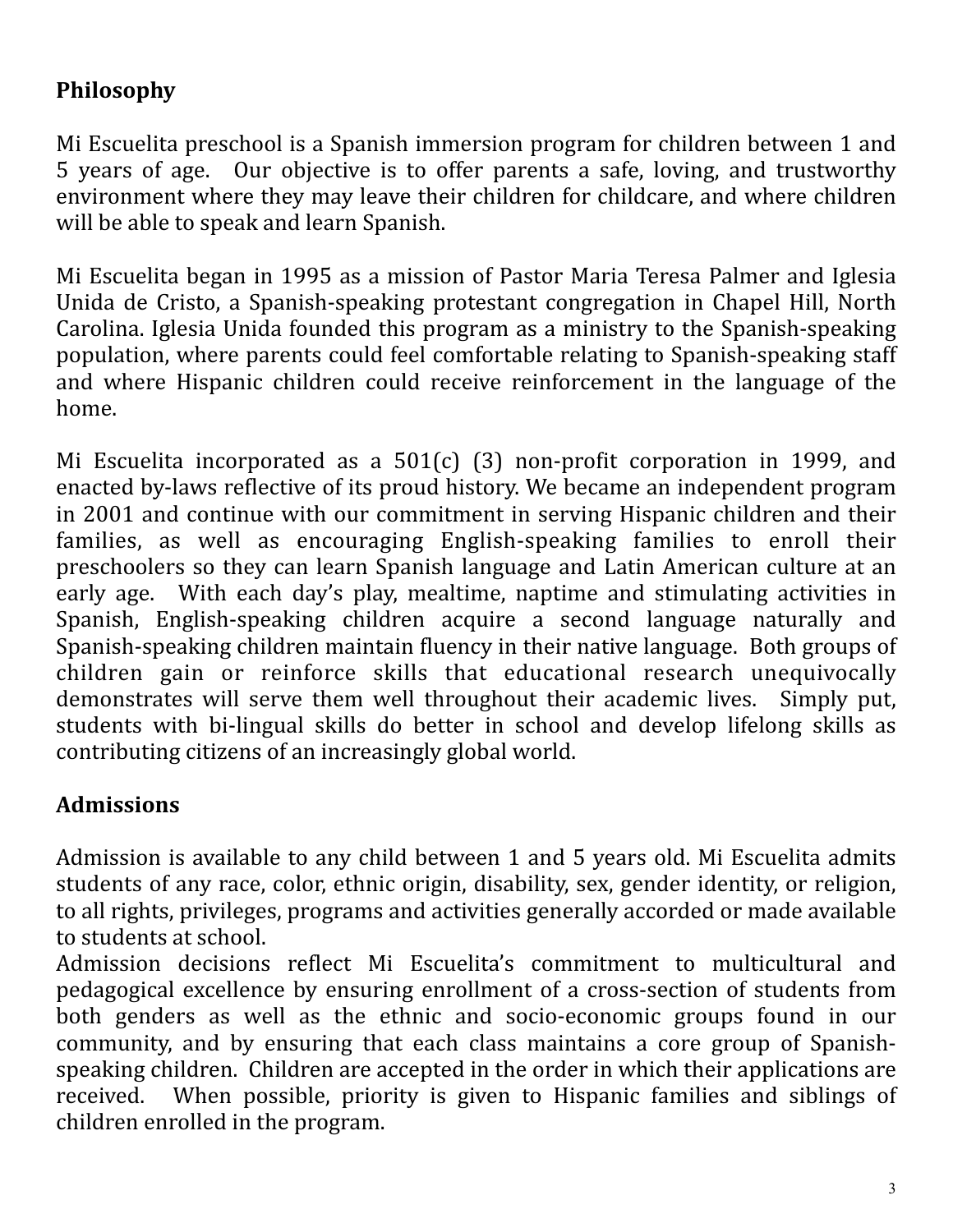## Philosophy

Mi Escuelita preschool is a Spanish immersion program for children between 1 and 5 years of age. Our objective is to offer parents a safe, loving, and trustworthy environment where they may leave their children for childcare, and where children will be able to speak and learn Spanish.

Mi Escuelita began in 1995 as a mission of Pastor Maria Teresa Palmer and Iglesia Unida de Cristo, a Spanish-speaking protestant congregation in Chapel Hill, North Carolina. Iglesia Unida founded this program as a ministry to the Spanish-speaking population, where parents could feel comfortable relating to Spanish-speaking staff and where Hispanic children could receive reinforcement in the language of the home.

Mi Escuelita incorporated as a 501(c) (3) non-profit corporation in 1999, and enacted by-laws reflective of its proud history. We became an independent program in 2001 and continue with our commitment in serving Hispanic children and their families, as well as encouraging English-speaking families to enroll their preschoolers so they can learn Spanish language and Latin American culture at an early age. With each day's play, mealtime, naptime and stimulating activities in Spanish, English-speaking children acquire a second language naturally and Spanish-speaking children maintain fluency in their native language. Both groups of children gain or reinforce skills that educational research unequivocally demonstrates will serve them well throughout their academic lives. Simply put, students with bi-lingual skills do better in school and develop lifelong skills as contributing citizens of an increasingly global world.

## Admissions

Admission is available to any child between 1 and 5 years old. Mi Escuelita admits students of any race, color, ethnic origin, disability, sex, gender identity, or religion, to all rights, privileges, programs and activities generally accorded or made available to students at school.

Admission decisions reflect Mi Escuelita's commitment to multicultural and pedagogical excellence by ensuring enrollment of a cross-section of students from both genders as well as the ethnic and socio-economic groups found in our community, and by ensuring that each class maintains a core group of Spanish-speaking children. Children are accepted in the order in which their applications are received. When possible, priority is given to Hispanic families and siblings of children enrolled in the program.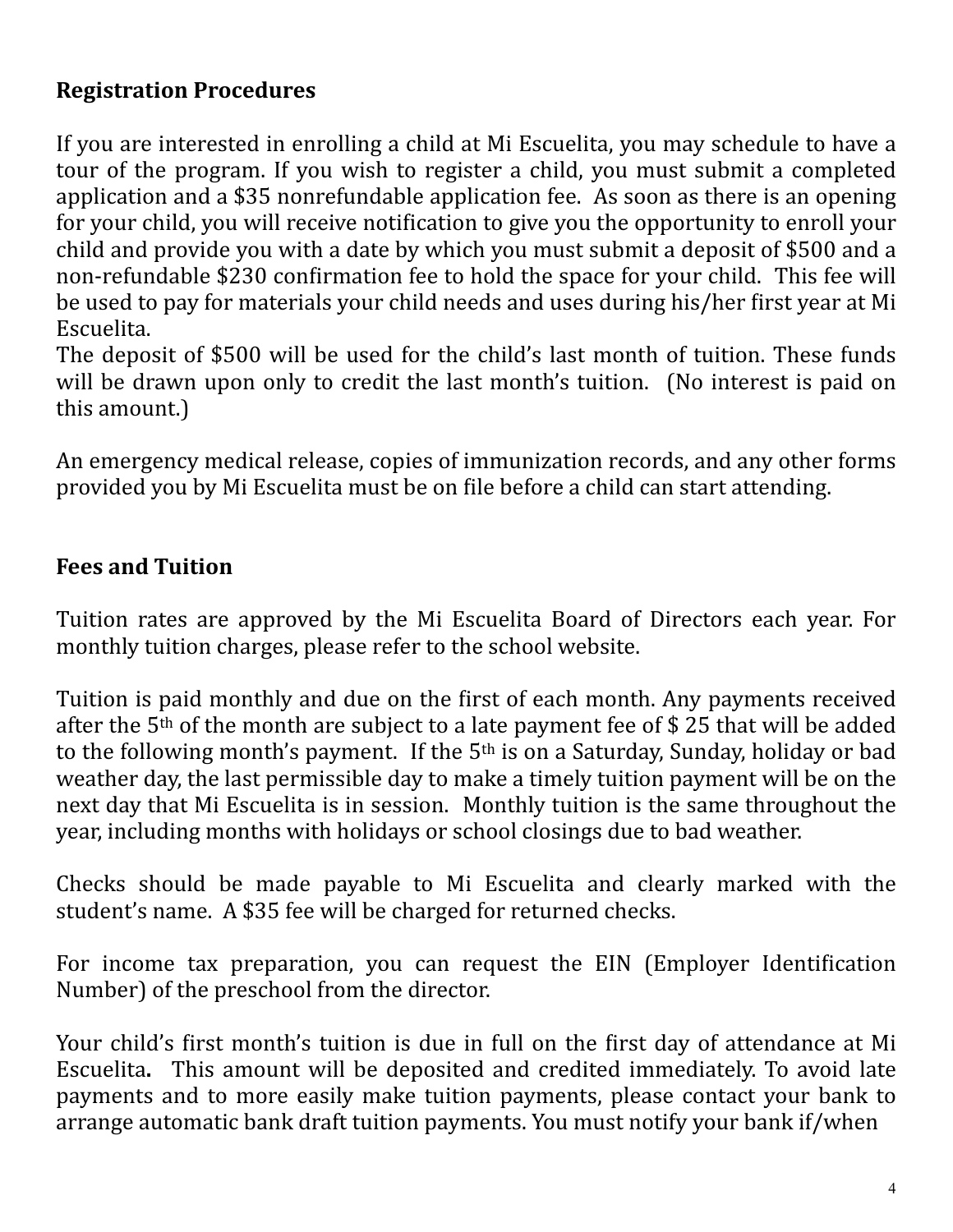## Registration Procedures

If you are interested in enrolling a child at Mi Escuelita, you may schedule to have a tour of the program. If you wish to register a child, you must submit a completed application and a $35 nonrefundable application fee. As soon as there is an opening for your child, you will receive notification to give you the opportunity to enroll your child and provide you with a date by which you must submit a deposit of $500 and a non-refundable $230 confirmation fee to hold the space for your child. This fee will be used to pay for materials your child needs and uses during his/her first year at Mi Escuelita.
The deposit of $500 will be used for the child's last month of tuition. These funds will be drawn upon only to credit the last month's tuition. (No interest is paid on this amount.)

An emergency medical release, copies of immunization records, and any other forms provided you by Mi Escuelita must be on file before a child can start attending.

## Fees and Tuition

Tuition rates are approved by the Mi Escuelita Board of Directors each year. For monthly tuition charges, please refer to the school website.

Tuition is paid monthly and due on the first of each month. Any payments received after the 5th of the month are subject to a late payment fee of $ 25 that will be added to the following month's payment. If the 5th is on a Saturday, Sunday, holiday or bad weather day, the last permissible day to make a timely tuition payment will be on the next day that Mi Escuelita is in session. Monthly tuition is the same throughout the year, including months with holidays or school closings due to bad weather.

Checks should be made payable to Mi Escuelita and clearly marked with the student's name. A $35 fee will be charged for returned checks.

For income tax preparation, you can request the EIN (Employer Identification Number) of the preschool from the director.

Your child's first month's tuition is due in full on the first day of attendance at Mi Escuelita**.** This amount will be deposited and credited immediately. To avoid late payments and to more easily make tuition payments, please contact your bank to arrange automatic bank draft tuition payments. You must notify your bank if/when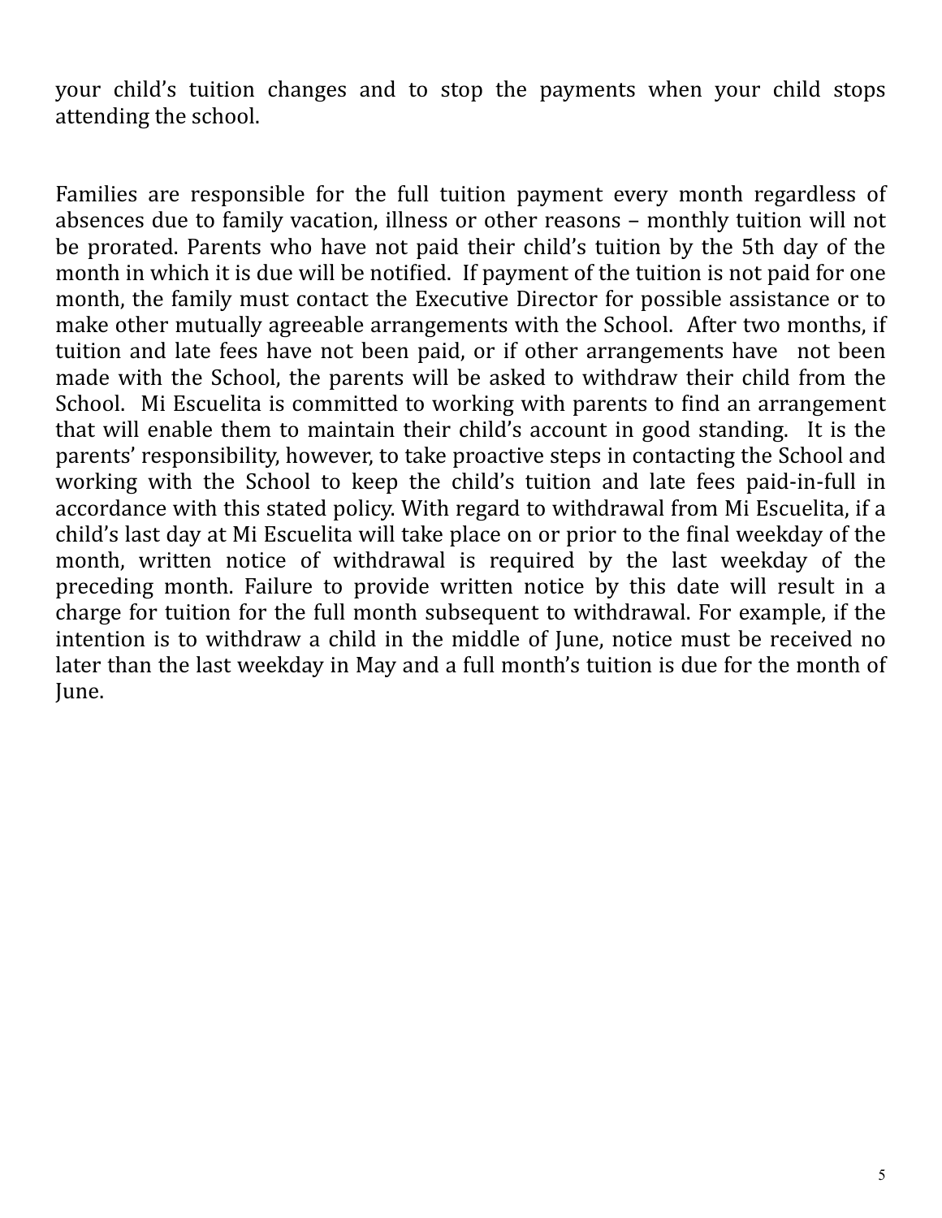your child's tuition changes and to stop the payments when your child stops attending the school.

Families are responsible for the full tuition payment every month regardless of absences due to family vacation, illness or other reasons – monthly tuition will not be prorated. Parents who have not paid their child's tuition by the 5th day of the month in which it is due will be notified. If payment of the tuition is not paid for one month, the family must contact the Executive Director for possible assistance or to make other mutually agreeable arrangements with the School. After two months, if tuition and late fees have not been paid, or if other arrangements have not been made with the School, the parents will be asked to withdraw their child from the School. Mi Escuelita is committed to working with parents to find an arrangement that will enable them to maintain their child's account in good standing. It is the parents' responsibility, however, to take proactive steps in contacting the School and working with the School to keep the child's tuition and late fees paid-in-full in accordance with this stated policy. With regard to withdrawal from Mi Escuelita, if a child's last day at Mi Escuelita will take place on or prior to the final weekday of the month, written notice of withdrawal is required by the last weekday of the preceding month. Failure to provide written notice by this date will result in a charge for tuition for the full month subsequent to withdrawal. For example, if the intention is to withdraw a child in the middle of June, notice must be received no later than the last weekday in May and a full month's tuition is due for the month of June.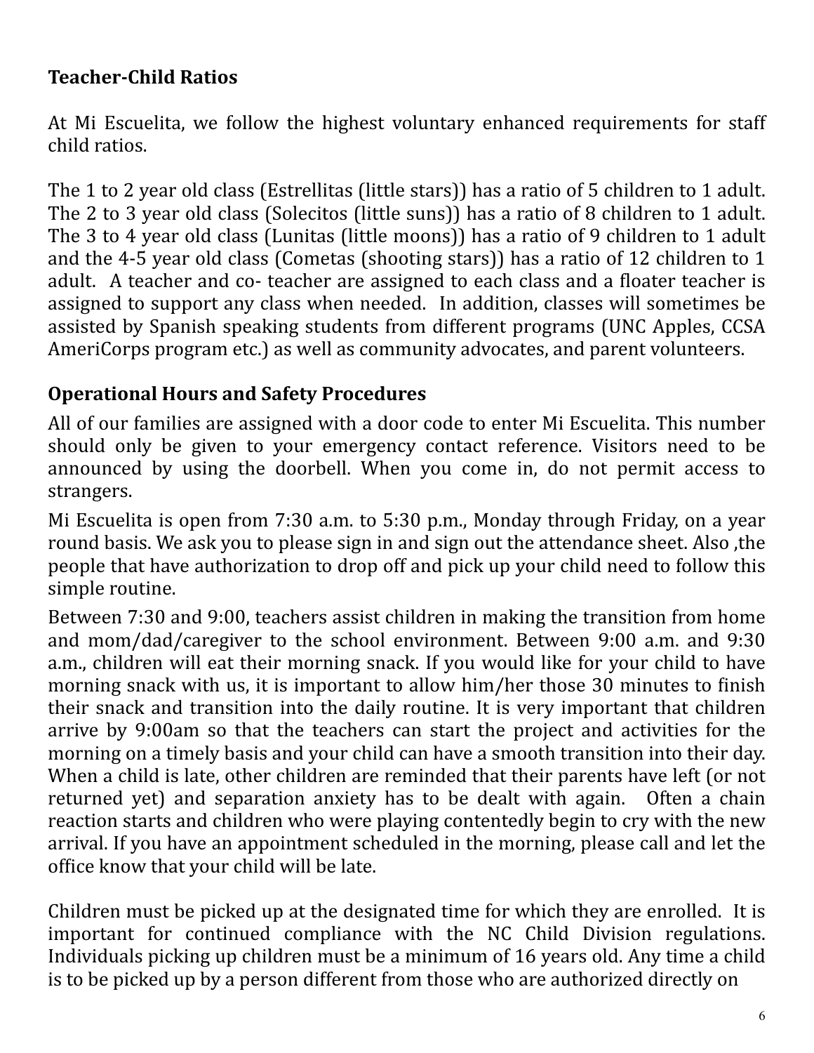**Teacher-Child Ratios**

At Mi Escuelita, we follow the highest voluntary enhanced requirements for staff child ratios.

The 1 to 2 year old class (Estrellitas (little stars)) has a ratio of 5 children to 1 adult. The 2 to 3 year old class (Solecitos (little suns)) has a ratio of 8 children to 1 adult. The 3 to 4 year old class (Lunitas (little moons)) has a ratio of 9 children to 1 adult and the 4-5 year old class (Cometas (shooting stars)) has a ratio of 12 children to 1 adult. A teacher and co- teacher are assigned to each class and a floater teacher is assigned to support any class when needed. In addition, classes will sometimes be assisted by Spanish speaking students from different programs (UNC Apples, CCSA AmeriCorps program etc.) as well as community advocates, and parent volunteers.

**Operational Hours and Safety Procedures**

All of our families are assigned with a door code to enter Mi Escuelita. This number should only be given to your emergency contact reference. Visitors need to be announced by using the doorbell. When you come in, do not permit access to strangers.

Mi Escuelita is open from 7:30 a.m. to 5:30 p.m., Monday through Friday, on a year round basis. We ask you to please sign in and sign out the attendance sheet. Also ,the people that have authorization to drop off and pick up your child need to follow this simple routine.

Between 7:30 and 9:00, teachers assist children in making the transition from home and mom/dad/caregiver to the school environment. Between 9:00 a.m. and 9:30 a.m., children will eat their morning snack. If you would like for your child to have morning snack with us, it is important to allow him/her those 30 minutes to finish their snack and transition into the daily routine. It is very important that children arrive by 9:00am so that the teachers can start the project and activities for the morning on a timely basis and your child can have a smooth transition into their day. When a child is late, other children are reminded that their parents have left (or not returned yet) and separation anxiety has to be dealt with again. Often a chain reaction starts and children who were playing contentedly begin to cry with the new arrival. If you have an appointment scheduled in the morning, please call and let the office know that your child will be late.

Children must be picked up at the designated time for which they are enrolled. It is important for continued compliance with the NC Child Division regulations. Individuals picking up children must be a minimum of 16 years old. Any time a child is to be picked up by a person different from those who are authorized directly on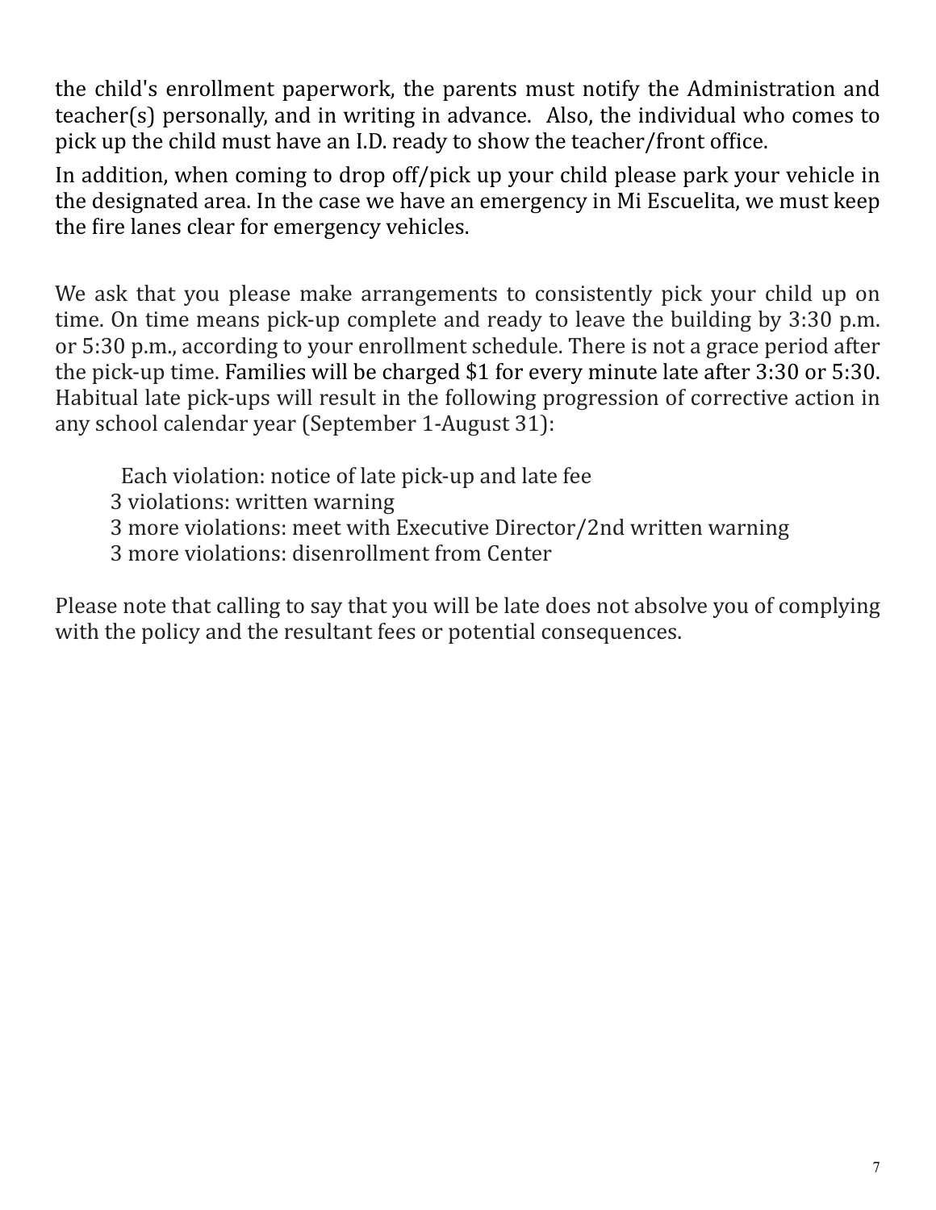the child's enrollment paperwork, the parents must notify the Administration and teacher(s) personally, and in writing in advance. Also, the individual who comes to pick up the child must have an I.D. ready to show the teacher/front office.

In addition, when coming to drop off/pick up your child please park your vehicle in the designated area. In the case we have an emergency in Mi Escuelita, we must keep the fire lanes clear for emergency vehicles.

We ask that you please make arrangements to consistently pick your child up on time. On time means pick-up complete and ready to leave the building by 3:30 p.m. or 5:30 p.m., according to your enrollment schedule. There is not a grace period after the pick-up time. Families will be charged $1 for every minute late after 3:30 or 5:30. Habitual late pick-ups will result in the following progression of corrective action in any school calendar year (September 1-August 31):

- Each violation: notice of late pick-up and late fee
- 3 violations: written warning
- 3 more violations: meet with Executive Director/2nd written warning
- 3 more violations: disenrollment from Center

Please note that calling to say that you will be late does not absolve you of complying with the policy and the resultant fees or potential consequences.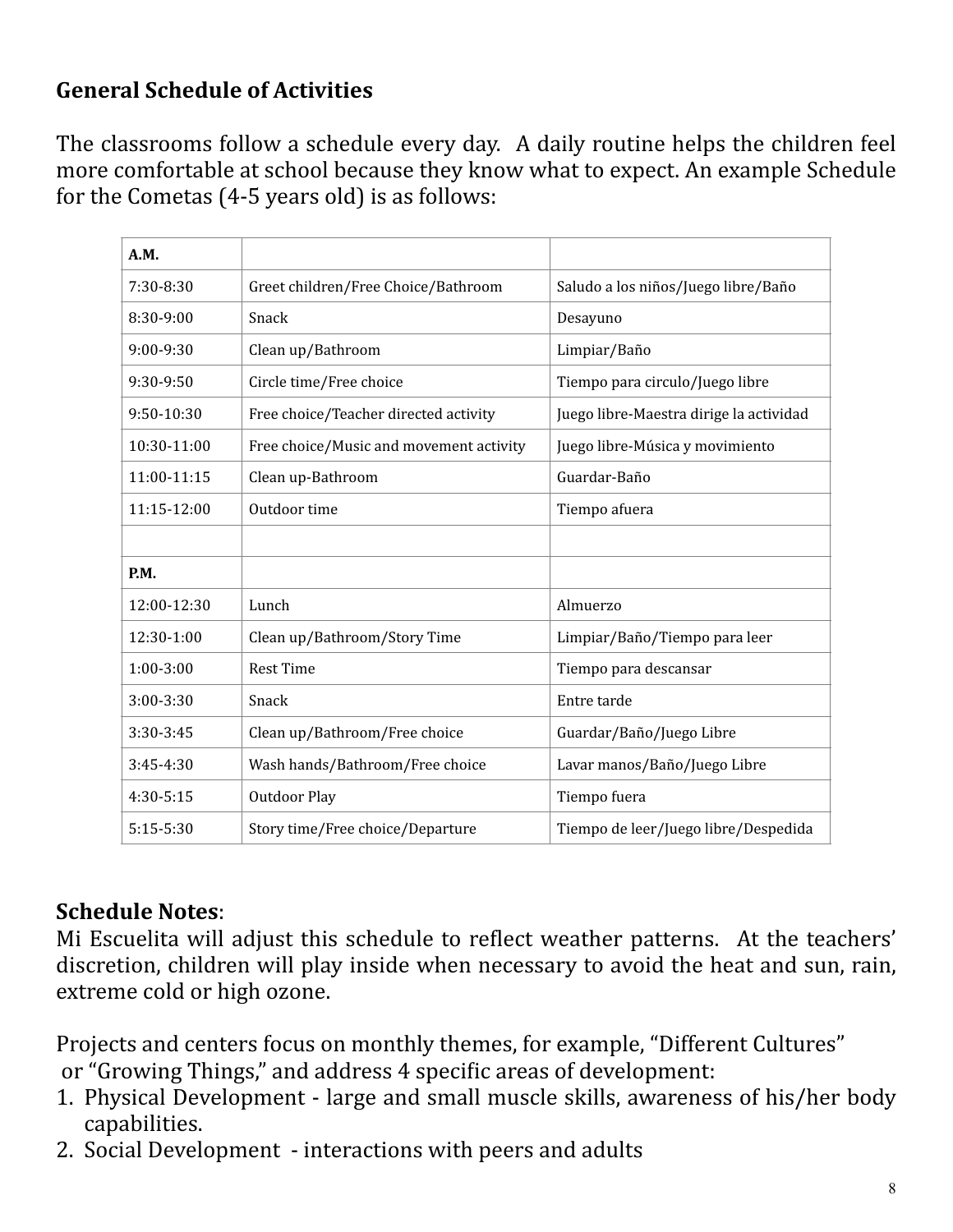## General Schedule of Activities

The classrooms follow a schedule every day. A daily routine helps the children feel more comfortable at school because they know what to expect. An example Schedule for the Cometas (4-5 years old) is as follows:

| **A.M.** | | |
|---|---|---|
| 7:30-8:30 | Greet children/Free Choice/Bathroom | Saludo a los niños/Juego libre/Baño |
| 8:30-9:00 | Snack | Desayuno |
| 9:00-9:30 | Clean up/Bathroom | Limpiar/Baño |
| 9:30-9:50 | Circle time/Free choice | Tiempo para circulo/Juego libre |
| 9:50-10:30 | Free choice/Teacher directed activity | Juego libre-Maestra dirige la actividad |
| 10:30-11:00 | Free choice/Music and movement activity | Juego libre-Música y movimiento |
| 11:00-11:15 | Clean up-Bathroom | Guardar-Baño |
| 11:15-12:00 | Outdoor time | Tiempo afuera |
| | | |
| **P.M.** | | |
| 12:00-12:30 | Lunch | Almuerzo |
| 12:30-1:00 | Clean up/Bathroom/Story Time | Limpiar/Baño/Tiempo para leer |
| 1:00-3:00 | Rest Time | Tiempo para descansar |
| 3:00-3:30 | Snack | Entre tarde |
| 3:30-3:45 | Clean up/Bathroom/Free choice | Guardar/Baño/Juego Libre |
| 3:45-4:30 | Wash hands/Bathroom/Free choice | Lavar manos/Baño/Juego Libre |
| 4:30-5:15 | Outdoor Play | Tiempo fuera |
| 5:15-5:30 | Story time/Free choice/Departure | Tiempo de leer/Juego libre/Despedida |

**Schedule Notes**:
Mi Escuelita will adjust this schedule to reflect weather patterns. At the teachers' discretion, children will play inside when necessary to avoid the heat and sun, rain, extreme cold or high ozone.

Projects and centers focus on monthly themes, for example, "Different Cultures" or "Growing Things," and address 4 specific areas of development:

1. Physical Development - large and small muscle skills, awareness of his/her body capabilities.
2. Social Development - interactions with peers and adults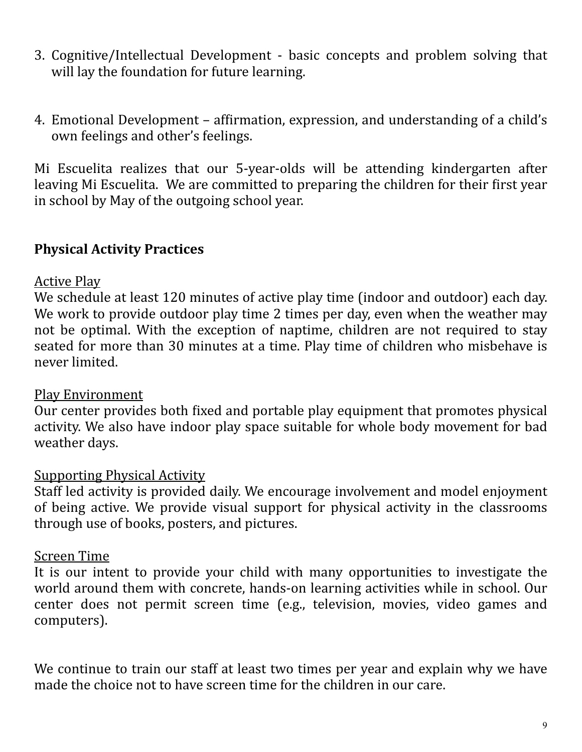3. Cognitive/Intellectual Development - basic concepts and problem solving that will lay the foundation for future learning.

4. Emotional Development – affirmation, expression, and understanding of a child's own feelings and other's feelings.

Mi Escuelita realizes that our 5-year-olds will be attending kindergarten after leaving Mi Escuelita. We are committed to preparing the children for their first year in school by May of the outgoing school year.

## Physical Activity Practices

<u>Active Play</u>
We schedule at least 120 minutes of active play time (indoor and outdoor) each day. We work to provide outdoor play time 2 times per day, even when the weather may not be optimal. With the exception of naptime, children are not required to stay seated for more than 30 minutes at a time. Play time of children who misbehave is never limited.

<u>Play Environment</u>
Our center provides both fixed and portable play equipment that promotes physical activity. We also have indoor play space suitable for whole body movement for bad weather days.

<u>Supporting Physical Activity</u>
Staff led activity is provided daily. We encourage involvement and model enjoyment of being active. We provide visual support for physical activity in the classrooms through use of books, posters, and pictures.

<u>Screen Time</u>
It is our intent to provide your child with many opportunities to investigate the world around them with concrete, hands-on learning activities while in school. Our center does not permit screen time (e.g., television, movies, video games and computers).

We continue to train our staff at least two times per year and explain why we have made the choice not to have screen time for the children in our care.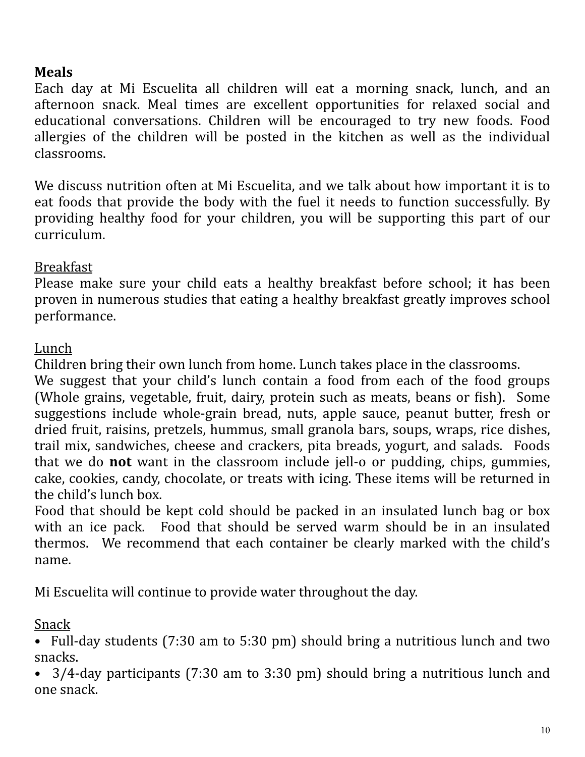## Meals

Each day at Mi Escuelita all children will eat a morning snack, lunch, and an afternoon snack. Meal times are excellent opportunities for relaxed social and educational conversations. Children will be encouraged to try new foods. Food allergies of the children will be posted in the kitchen as well as the individual classrooms.

We discuss nutrition often at Mi Escuelita, and we talk about how important it is to eat foods that provide the body with the fuel it needs to function successfully. By providing healthy food for your children, you will be supporting this part of our curriculum.

### Breakfast

Please make sure your child eats a healthy breakfast before school; it has been proven in numerous studies that eating a healthy breakfast greatly improves school performance.

### Lunch

Children bring their own lunch from home. Lunch takes place in the classrooms.
We suggest that your child's lunch contain a food from each of the food groups (Whole grains, vegetable, fruit, dairy, protein such as meats, beans or fish). Some suggestions include whole-grain bread, nuts, apple sauce, peanut butter, fresh or dried fruit, raisins, pretzels, hummus, small granola bars, soups, wraps, rice dishes, trail mix, sandwiches, cheese and crackers, pita breads, yogurt, and salads. Foods that we do **not** want in the classroom include jell-o or pudding, chips, gummies, cake, cookies, candy, chocolate, or treats with icing. These items will be returned in the child's lunch box.
Food that should be kept cold should be packed in an insulated lunch bag or box with an ice pack. Food that should be served warm should be in an insulated thermos. We recommend that each container be clearly marked with the child's name.

Mi Escuelita will continue to provide water throughout the day.

### Snack

- Full-day students (7:30 am to 5:30 pm) should bring a nutritious lunch and two snacks.
- 3/4-day participants (7:30 am to 3:30 pm) should bring a nutritious lunch and one snack.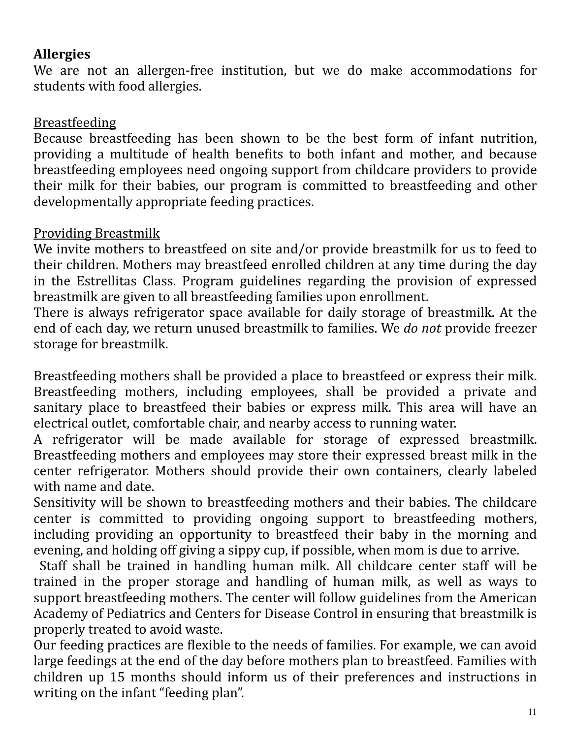**Allergies**

We are not an allergen-free institution, but we do make accommodations for students with food allergies.

<u>Breastfeeding</u>

Because breastfeeding has been shown to be the best form of infant nutrition, providing a multitude of health benefits to both infant and mother, and because breastfeeding employees need ongoing support from childcare providers to provide their milk for their babies, our program is committed to breastfeeding and other developmentally appropriate feeding practices.

<u>Providing Breastmilk</u>

We invite mothers to breastfeed on site and/or provide breastmilk for us to feed to their children. Mothers may breastfeed enrolled children at any time during the day in the Estrellitas Class. Program guidelines regarding the provision of expressed breastmilk are given to all breastfeeding families upon enrollment.

There is always refrigerator space available for daily storage of breastmilk. At the end of each day, we return unused breastmilk to families. We *do not* provide freezer storage for breastmilk.

Breastfeeding mothers shall be provided a place to breastfeed or express their milk. Breastfeeding mothers, including employees, shall be provided a private and sanitary place to breastfeed their babies or express milk. This area will have an electrical outlet, comfortable chair, and nearby access to running water.

A refrigerator will be made available for storage of expressed breastmilk. Breastfeeding mothers and employees may store their expressed breast milk in the center refrigerator. Mothers should provide their own containers, clearly labeled with name and date.

Sensitivity will be shown to breastfeeding mothers and their babies. The childcare center is committed to providing ongoing support to breastfeeding mothers, including providing an opportunity to breastfeed their baby in the morning and evening, and holding off giving a sippy cup, if possible, when mom is due to arrive.

Staff shall be trained in handling human milk. All childcare center staff will be trained in the proper storage and handling of human milk, as well as ways to support breastfeeding mothers. The center will follow guidelines from the American Academy of Pediatrics and Centers for Disease Control in ensuring that breastmilk is properly treated to avoid waste.

Our feeding practices are flexible to the needs of families. For example, we can avoid large feedings at the end of the day before mothers plan to breastfeed. Families with children up 15 months should inform us of their preferences and instructions in writing on the infant "feeding plan".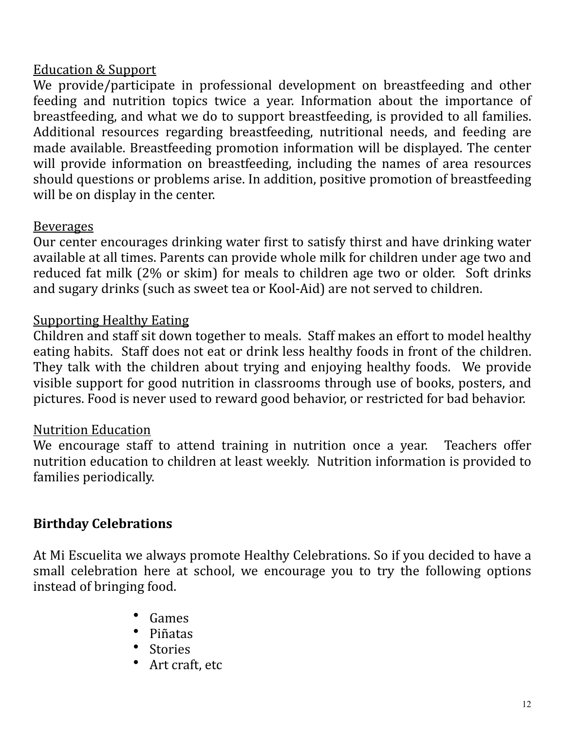Education & Support

We provide/participate in professional development on breastfeeding and other feeding and nutrition topics twice a year. Information about the importance of breastfeeding, and what we do to support breastfeeding, is provided to all families. Additional resources regarding breastfeeding, nutritional needs, and feeding are made available. Breastfeeding promotion information will be displayed. The center will provide information on breastfeeding, including the names of area resources should questions or problems arise. In addition, positive promotion of breastfeeding will be on display in the center.

Beverages

Our center encourages drinking water first to satisfy thirst and have drinking water available at all times. Parents can provide whole milk for children under age two and reduced fat milk (2% or skim) for meals to children age two or older. Soft drinks and sugary drinks (such as sweet tea or Kool-Aid) are not served to children.

Supporting Healthy Eating

Children and staff sit down together to meals. Staff makes an effort to model healthy eating habits. Staff does not eat or drink less healthy foods in front of the children. They talk with the children about trying and enjoying healthy foods. We provide visible support for good nutrition in classrooms through use of books, posters, and pictures. Food is never used to reward good behavior, or restricted for bad behavior.

Nutrition Education

We encourage staff to attend training in nutrition once a year. Teachers offer nutrition education to children at least weekly. Nutrition information is provided to families periodically.

## Birthday Celebrations

At Mi Escuelita we always promote Healthy Celebrations. So if you decided to have a small celebration here at school, we encourage you to try the following options instead of bringing food.

- Games
- Piñatas
- Stories
- Art craft, etc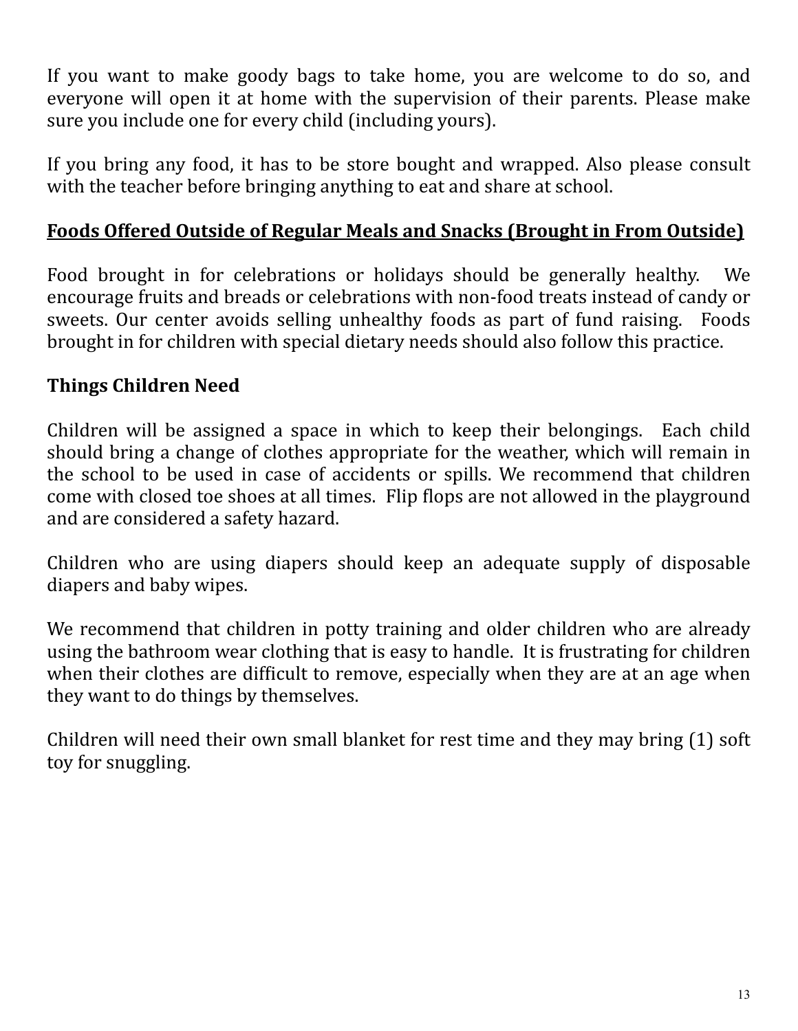If you want to make goody bags to take home, you are welcome to do so, and everyone will open it at home with the supervision of their parents. Please make sure you include one for every child (including yours).

If you bring any food, it has to be store bought and wrapped. Also please consult with the teacher before bringing anything to eat and share at school.

## **Foods Offered Outside of Regular Meals and Snacks (Brought in From Outside)**

Food brought in for celebrations or holidays should be generally healthy. We encourage fruits and breads or celebrations with non-food treats instead of candy or sweets. Our center avoids selling unhealthy foods as part of fund raising. Foods brought in for children with special dietary needs should also follow this practice.

## **Things Children Need**

Children will be assigned a space in which to keep their belongings. Each child should bring a change of clothes appropriate for the weather, which will remain in the school to be used in case of accidents or spills. We recommend that children come with closed toe shoes at all times. Flip flops are not allowed in the playground and are considered a safety hazard.

Children who are using diapers should keep an adequate supply of disposable diapers and baby wipes.

We recommend that children in potty training and older children who are already using the bathroom wear clothing that is easy to handle. It is frustrating for children when their clothes are difficult to remove, especially when they are at an age when they want to do things by themselves.

Children will need their own small blanket for rest time and they may bring (1) soft toy for snuggling.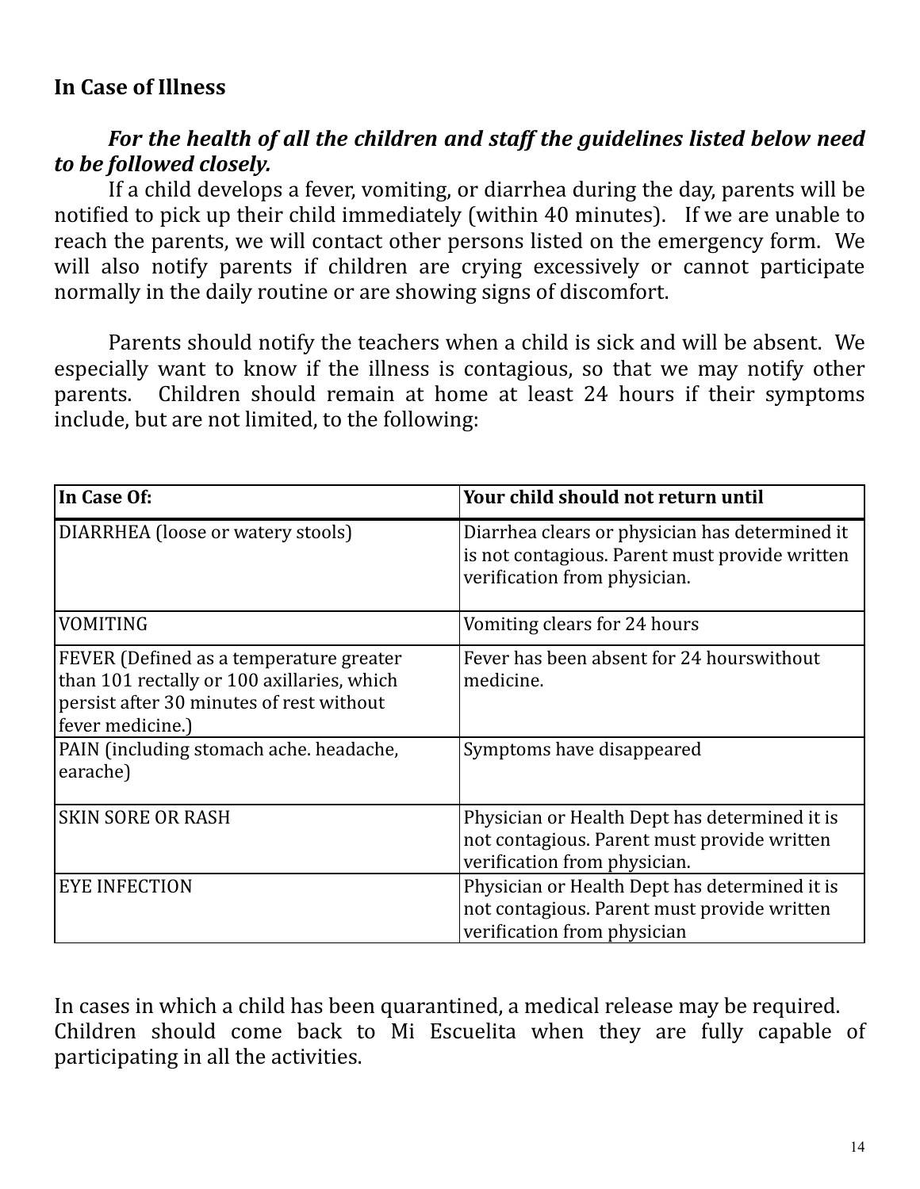**In Case of Illness**

***For the health of all the children and staff the guidelines listed below need to be followed closely.***

If a child develops a fever, vomiting, or diarrhea during the day, parents will be notified to pick up their child immediately (within 40 minutes). If we are unable to reach the parents, we will contact other persons listed on the emergency form. We will also notify parents if children are crying excessively or cannot participate normally in the daily routine or are showing signs of discomfort.

Parents should notify the teachers when a child is sick and will be absent. We especially want to know if the illness is contagious, so that we may notify other parents. Children should remain at home at least 24 hours if their symptoms include, but are not limited, to the following:

| **In Case Of:** | **Your child should not return until** |
|---|---|
| DIARRHEA (loose or watery stools) | Diarrhea clears or physician has determined it is not contagious. Parent must provide written verification from physician. |
| VOMITING | Vomiting clears for 24 hours |
| FEVER (Defined as a temperature greater than 101 rectally or 100 axillaries, which persist after 30 minutes of rest without fever medicine.) | Fever has been absent for 24 hourswithout medicine. |
| PAIN (including stomach ache. headache, earache) | Symptoms have disappeared |
| SKIN SORE OR RASH | Physician or Health Dept has determined it is not contagious. Parent must provide written verification from physician. |
| EYE INFECTION | Physician or Health Dept has determined it is not contagious. Parent must provide written verification from physician |

In cases in which a child has been quarantined, a medical release may be required. Children should come back to Mi Escuelita when they are fully capable of participating in all the activities.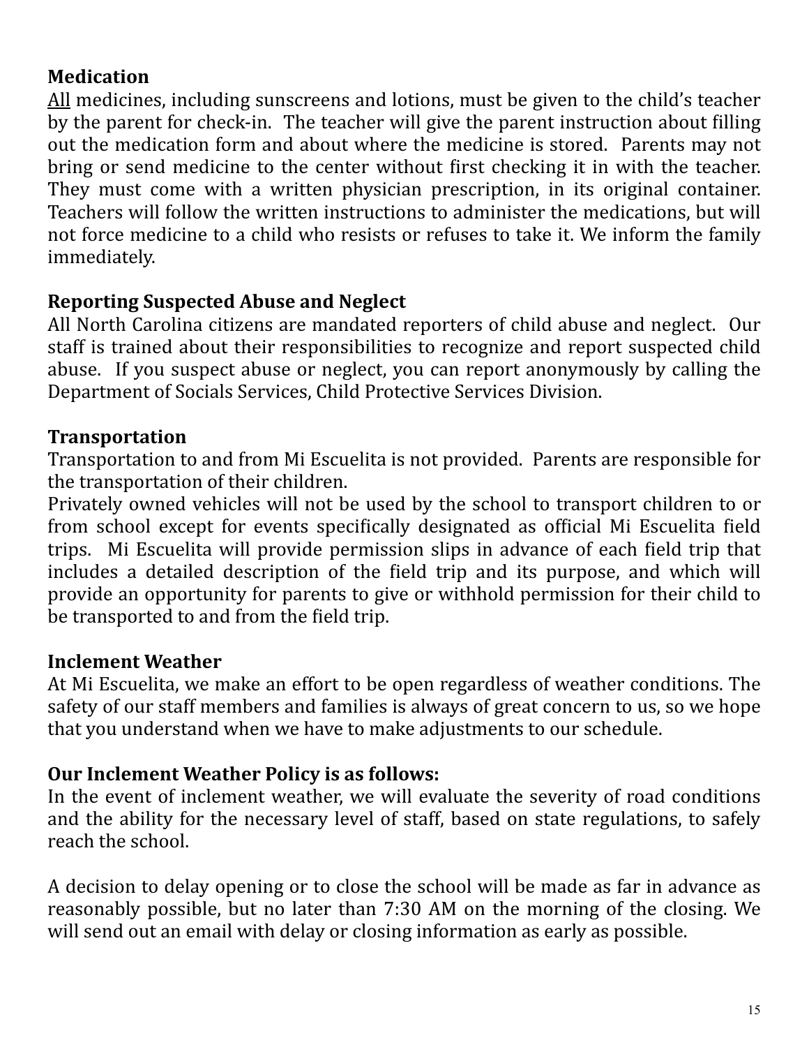**Medication**

<u>All</u> medicines, including sunscreens and lotions, must be given to the child's teacher by the parent for check-in. The teacher will give the parent instruction about filling out the medication form and about where the medicine is stored. Parents may not bring or send medicine to the center without first checking it in with the teacher. They must come with a written physician prescription, in its original container. Teachers will follow the written instructions to administer the medications, but will not force medicine to a child who resists or refuses to take it. We inform the family immediately.

**Reporting Suspected Abuse and Neglect**

All North Carolina citizens are mandated reporters of child abuse and neglect. Our staff is trained about their responsibilities to recognize and report suspected child abuse. If you suspect abuse or neglect, you can report anonymously by calling the Department of Socials Services, Child Protective Services Division.

**Transportation**

Transportation to and from Mi Escuelita is not provided. Parents are responsible for the transportation of their children.

Privately owned vehicles will not be used by the school to transport children to or from school except for events specifically designated as official Mi Escuelita field trips. Mi Escuelita will provide permission slips in advance of each field trip that includes a detailed description of the field trip and its purpose, and which will provide an opportunity for parents to give or withhold permission for their child to be transported to and from the field trip.

**Inclement Weather**

At Mi Escuelita, we make an effort to be open regardless of weather conditions. The safety of our staff members and families is always of great concern to us, so we hope that you understand when we have to make adjustments to our schedule.

**Our Inclement Weather Policy is as follows:**

In the event of inclement weather, we will evaluate the severity of road conditions and the ability for the necessary level of staff, based on state regulations, to safely reach the school.

A decision to delay opening or to close the school will be made as far in advance as reasonably possible, but no later than 7:30 AM on the morning of the closing. We will send out an email with delay or closing information as early as possible.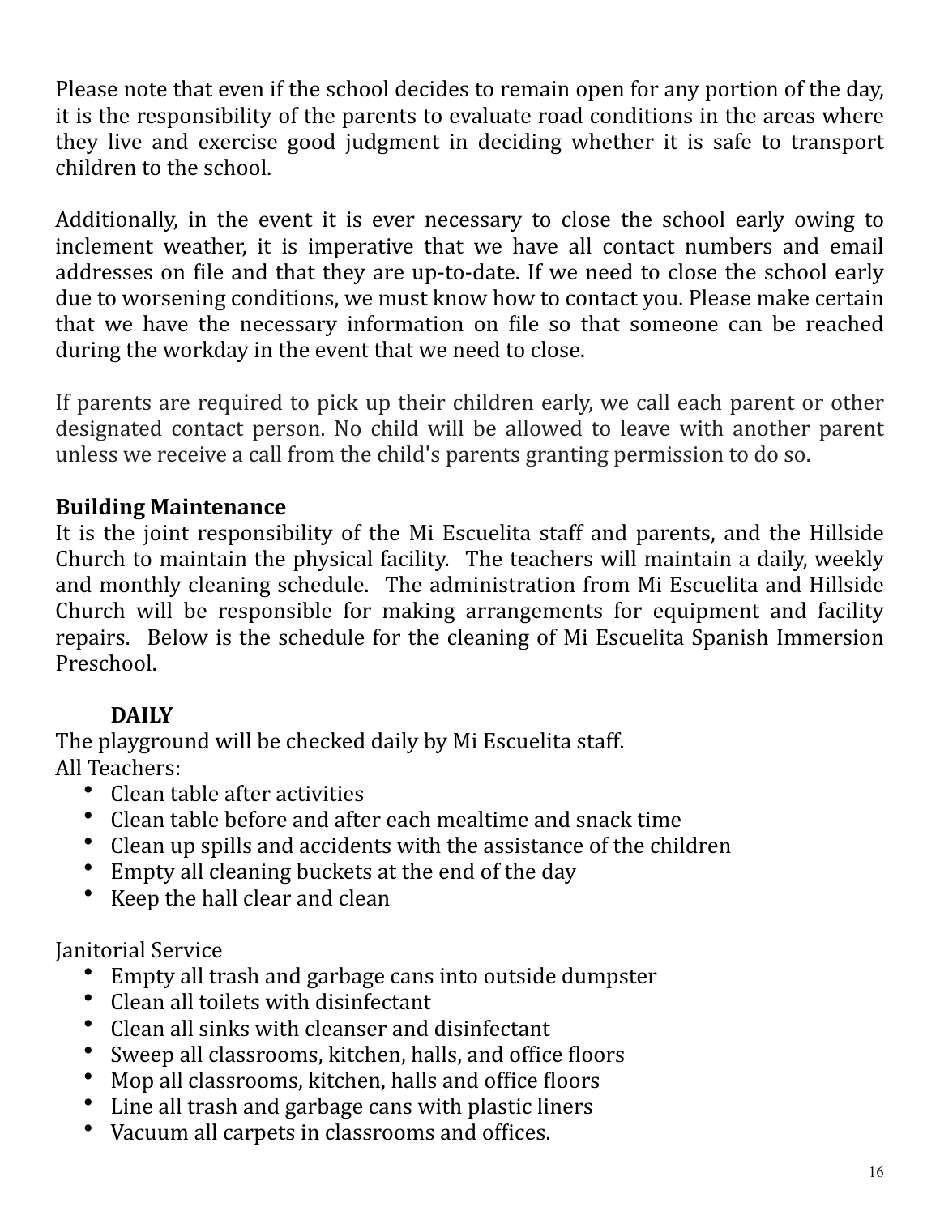Please note that even if the school decides to remain open for any portion of the day, it is the responsibility of the parents to evaluate road conditions in the areas where they live and exercise good judgment in deciding whether it is safe to transport children to the school.

Additionally, in the event it is ever necessary to close the school early owing to inclement weather, it is imperative that we have all contact numbers and email addresses on file and that they are up-to-date. If we need to close the school early due to worsening conditions, we must know how to contact you. Please make certain that we have the necessary information on file so that someone can be reached during the workday in the event that we need to close.

If parents are required to pick up their children early, we call each parent or other designated contact person. No child will be allowed to leave with another parent unless we receive a call from the child's parents granting permission to do so.

**Building Maintenance**
It is the joint responsibility of the Mi Escuelita staff and parents, and the Hillside Church to maintain the physical facility. The teachers will maintain a daily, weekly and monthly cleaning schedule. The administration from Mi Escuelita and Hillside Church will be responsible for making arrangements for equipment and facility repairs. Below is the schedule for the cleaning of Mi Escuelita Spanish Immersion Preschool.

**DAILY**

The playground will be checked daily by Mi Escuelita staff.
All Teachers:

- Clean table after activities
- Clean table before and after each mealtime and snack time
- Clean up spills and accidents with the assistance of the children
- Empty all cleaning buckets at the end of the day
- Keep the hall clear and clean

Janitorial Service

- Empty all trash and garbage cans into outside dumpster
- Clean all toilets with disinfectant
- Clean all sinks with cleanser and disinfectant
- Sweep all classrooms, kitchen, halls, and office floors
- Mop all classrooms, kitchen, halls and office floors
- Line all trash and garbage cans with plastic liners
- Vacuum all carpets in classrooms and offices.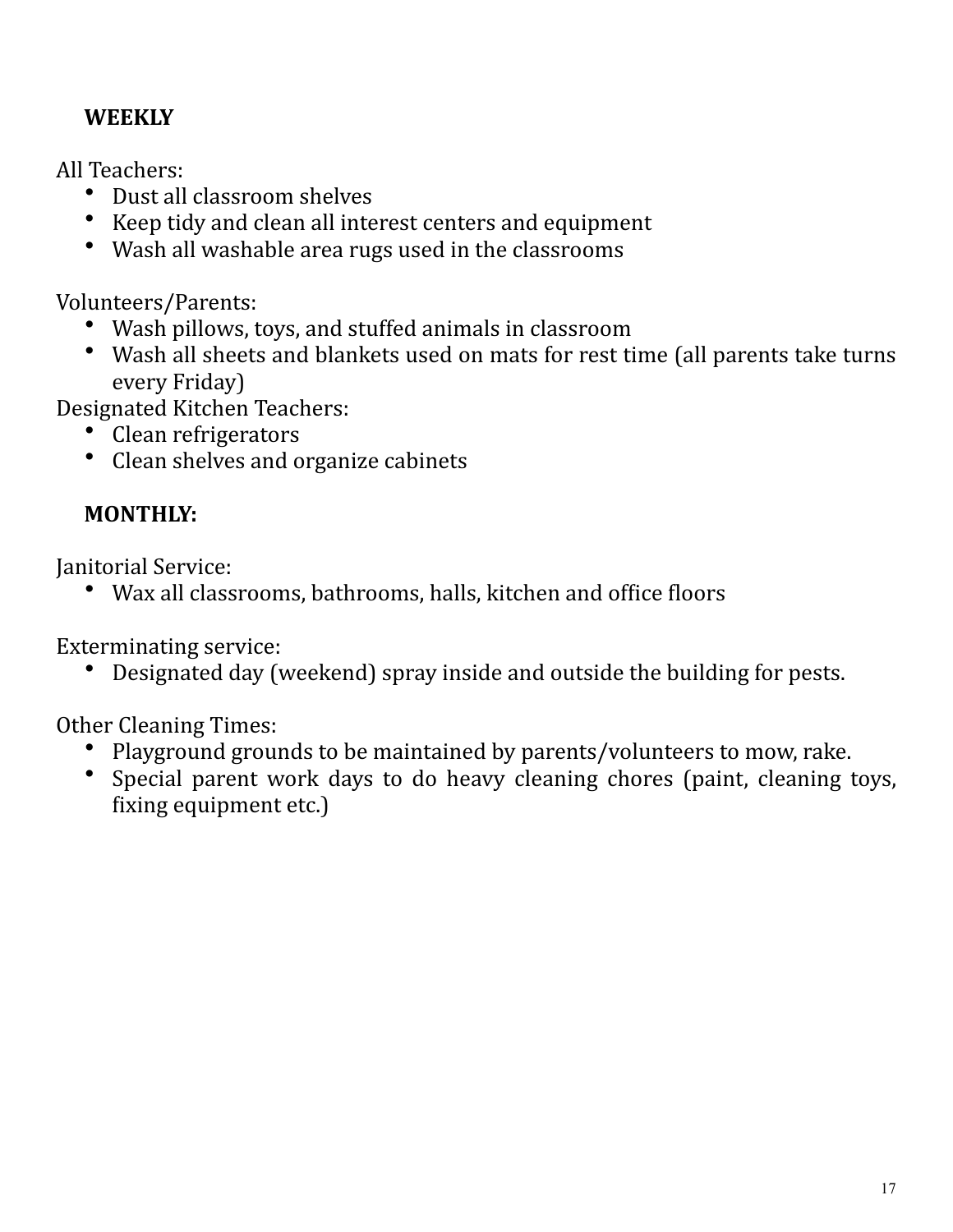**WEEKLY**

All Teachers:

- Dust all classroom shelves
- Keep tidy and clean all interest centers and equipment
- Wash all washable area rugs used in the classrooms

Volunteers/Parents:

- Wash pillows, toys, and stuffed animals in classroom
- Wash all sheets and blankets used on mats for rest time (all parents take turns every Friday)

Designated Kitchen Teachers:

- Clean refrigerators
- Clean shelves and organize cabinets

**MONTHLY:**

Janitorial Service:

- Wax all classrooms, bathrooms, halls, kitchen and office floors

Exterminating service:

- Designated day (weekend) spray inside and outside the building for pests.

Other Cleaning Times:

- Playground grounds to be maintained by parents/volunteers to mow, rake.
- Special parent work days to do heavy cleaning chores (paint, cleaning toys, fixing equipment etc.)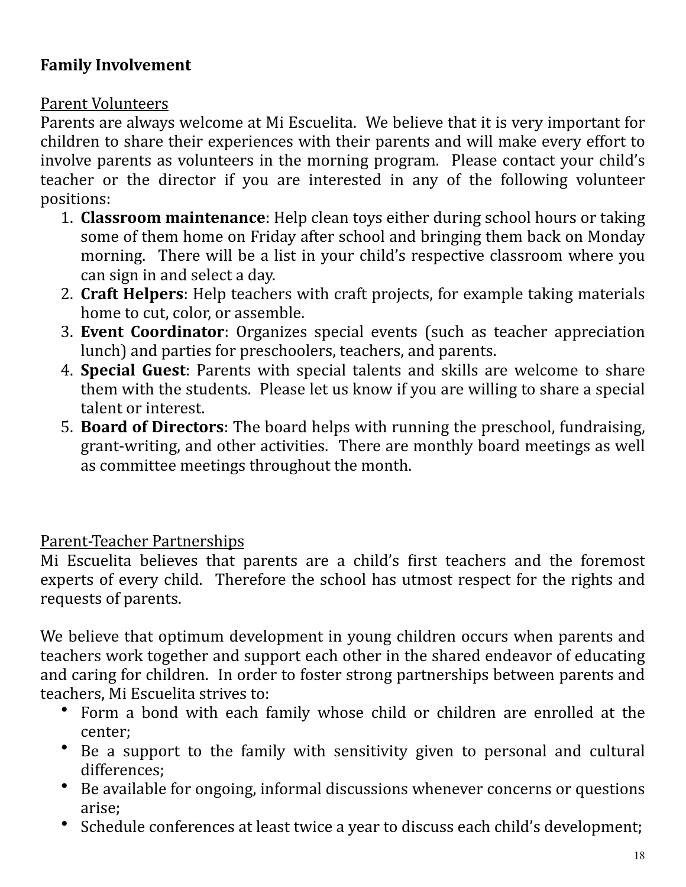## Family Involvement

Parent Volunteers

Parents are always welcome at Mi Escuelita. We believe that it is very important for children to share their experiences with their parents and will make every effort to involve parents as volunteers in the morning program. Please contact your child's teacher or the director if you are interested in any of the following volunteer positions:

1. **Classroom maintenance**: Help clean toys either during school hours or taking some of them home on Friday after school and bringing them back on Monday morning. There will be a list in your child's respective classroom where you can sign in and select a day.
2. **Craft Helpers**: Help teachers with craft projects, for example taking materials home to cut, color, or assemble.
3. **Event Coordinator**: Organizes special events (such as teacher appreciation lunch) and parties for preschoolers, teachers, and parents.
4. **Special Guest**: Parents with special talents and skills are welcome to share them with the students. Please let us know if you are willing to share a special talent or interest.
5. **Board of Directors**: The board helps with running the preschool, fundraising, grant-writing, and other activities. There are monthly board meetings as well as committee meetings throughout the month.

Parent-Teacher Partnerships

Mi Escuelita believes that parents are a child's first teachers and the foremost experts of every child. Therefore the school has utmost respect for the rights and requests of parents.

We believe that optimum development in young children occurs when parents and teachers work together and support each other in the shared endeavor of educating and caring for children. In order to foster strong partnerships between parents and teachers, Mi Escuelita strives to:

- Form a bond with each family whose child or children are enrolled at the center;
- Be a support to the family with sensitivity given to personal and cultural differences;
- Be available for ongoing, informal discussions whenever concerns or questions arise;
- Schedule conferences at least twice a year to discuss each child's development;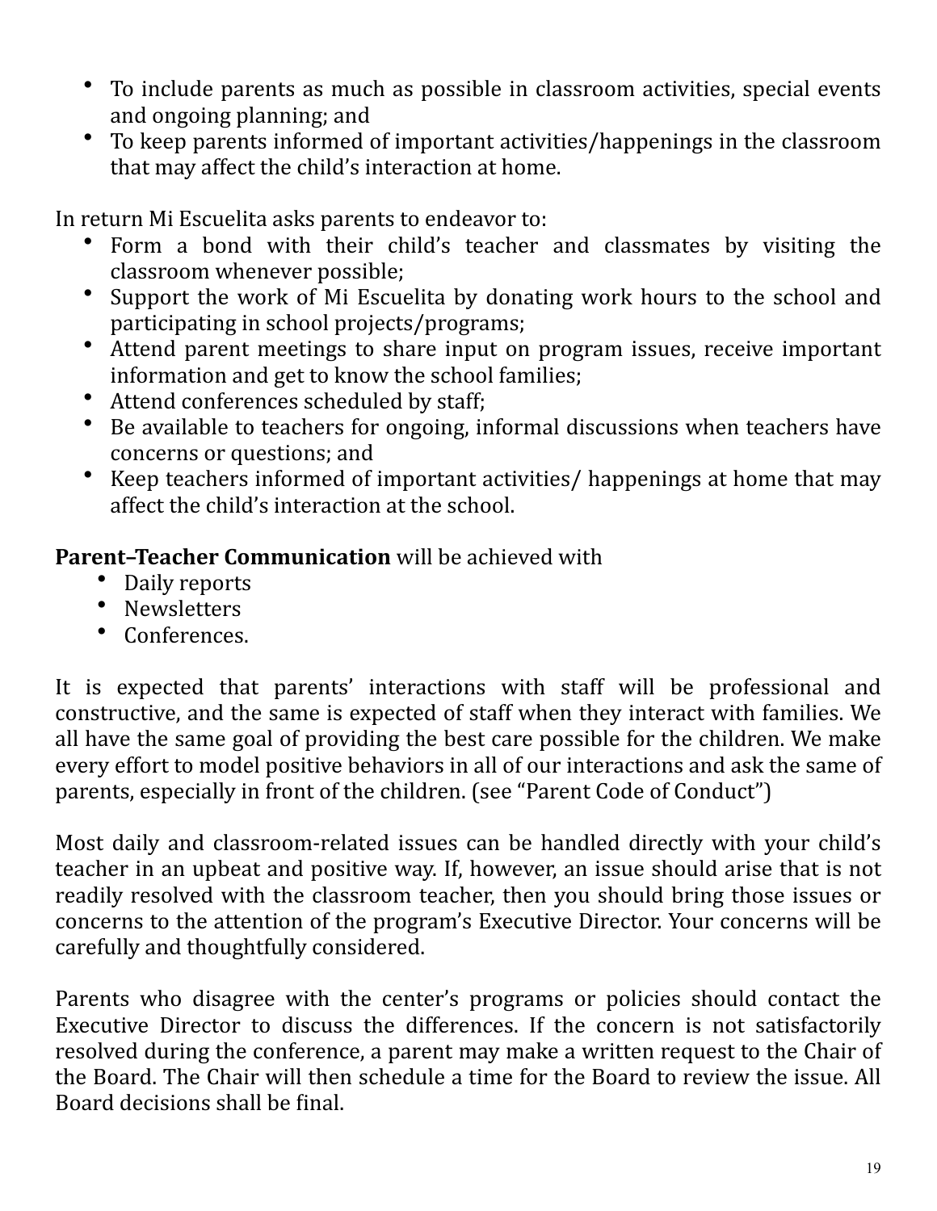- To include parents as much as possible in classroom activities, special events and ongoing planning; and
- To keep parents informed of important activities/happenings in the classroom that may affect the child's interaction at home.

In return Mi Escuelita asks parents to endeavor to:

- Form a bond with their child's teacher and classmates by visiting the classroom whenever possible;
- Support the work of Mi Escuelita by donating work hours to the school and participating in school projects/programs;
- Attend parent meetings to share input on program issues, receive important information and get to know the school families;
- Attend conferences scheduled by staff;
- Be available to teachers for ongoing, informal discussions when teachers have concerns or questions; and
- Keep teachers informed of important activities/ happenings at home that may affect the child's interaction at the school.

**Parent–Teacher Communication** will be achieved with

- Daily reports
- Newsletters
- Conferences.

It is expected that parents' interactions with staff will be professional and constructive, and the same is expected of staff when they interact with families. We all have the same goal of providing the best care possible for the children. We make every effort to model positive behaviors in all of our interactions and ask the same of parents, especially in front of the children. (see "Parent Code of Conduct")

Most daily and classroom-related issues can be handled directly with your child's teacher in an upbeat and positive way. If, however, an issue should arise that is not readily resolved with the classroom teacher, then you should bring those issues or concerns to the attention of the program's Executive Director. Your concerns will be carefully and thoughtfully considered.

Parents who disagree with the center's programs or policies should contact the Executive Director to discuss the differences. If the concern is not satisfactorily resolved during the conference, a parent may make a written request to the Chair of the Board. The Chair will then schedule a time for the Board to review the issue. All Board decisions shall be final.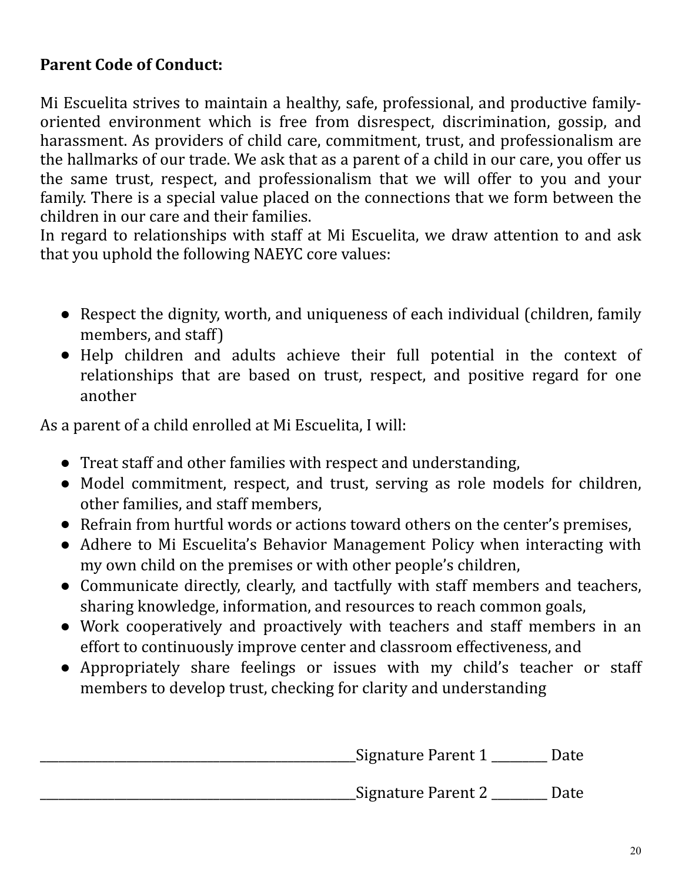**Parent Code of Conduct:**

Mi Escuelita strives to maintain a healthy, safe, professional, and productive family-oriented environment which is free from disrespect, discrimination, gossip, and harassment. As providers of child care, commitment, trust, and professionalism are the hallmarks of our trade. We ask that as a parent of a child in our care, you offer us the same trust, respect, and professionalism that we will offer to you and your family. There is a special value placed on the connections that we form between the children in our care and their families.
In regard to relationships with staff at Mi Escuelita, we draw attention to and ask that you uphold the following NAEYC core values:

- Respect the dignity, worth, and uniqueness of each individual (children, family members, and staff)
- Help children and adults achieve their full potential in the context of relationships that are based on trust, respect, and positive regard for one another

As a parent of a child enrolled at Mi Escuelita, I will:

- Treat staff and other families with respect and understanding,
- Model commitment, respect, and trust, serving as role models for children, other families, and staff members,
- Refrain from hurtful words or actions toward others on the center's premises,
- Adhere to Mi Escuelita's Behavior Management Policy when interacting with my own child on the premises or with other people's children,
- Communicate directly, clearly, and tactfully with staff members and teachers, sharing knowledge, information, and resources to reach common goals,
- Work cooperatively and proactively with teachers and staff members in an effort to continuously improve center and classroom effectiveness, and
- Appropriately share feelings or issues with my child's teacher or staff members to develop trust, checking for clarity and understanding

_______________________________________________Signature Parent 1 ________ Date

_______________________________________________Signature Parent 2 ________ Date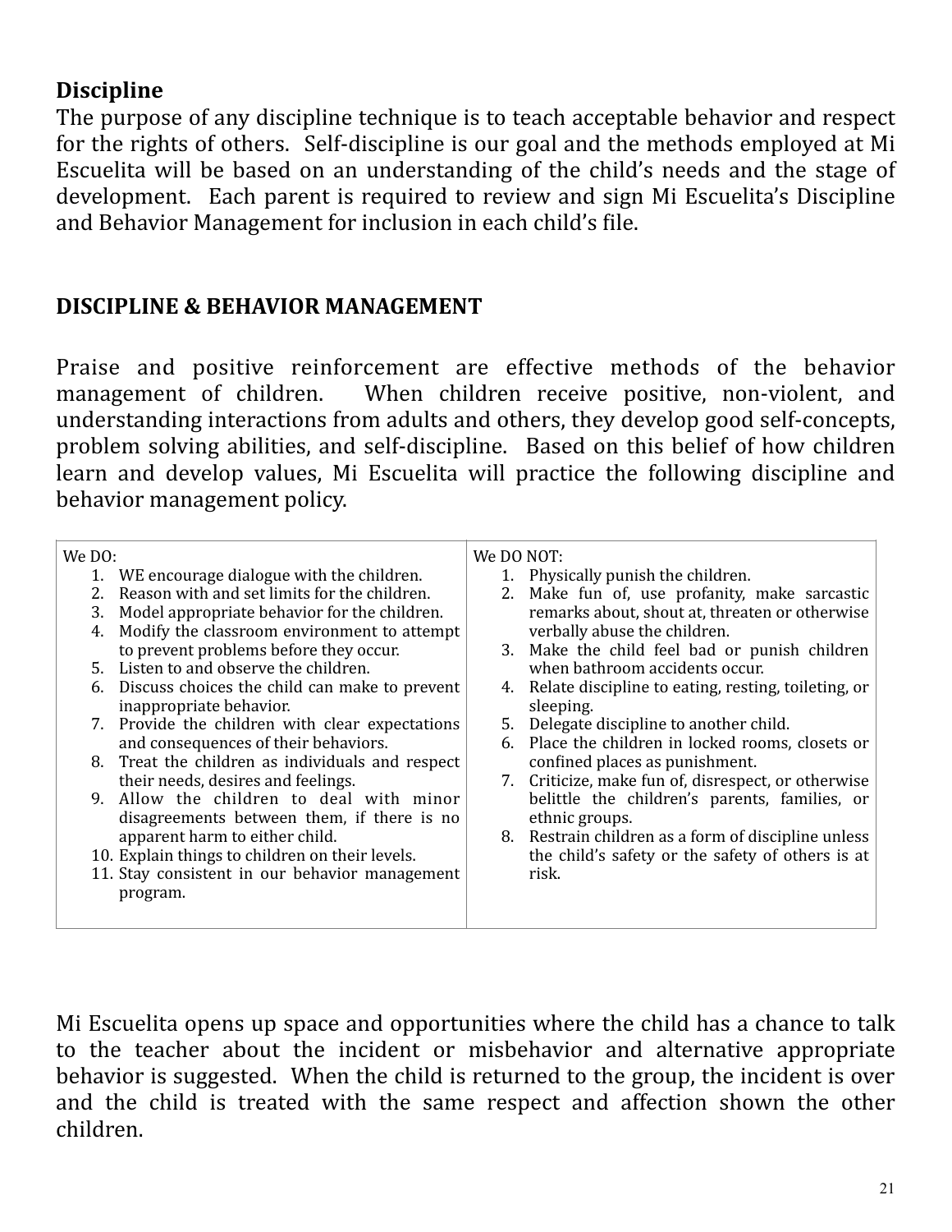## Discipline

The purpose of any discipline technique is to teach acceptable behavior and respect for the rights of others. Self-discipline is our goal and the methods employed at Mi Escuelita will be based on an understanding of the child's needs and the stage of development. Each parent is required to review and sign Mi Escuelita's Discipline and Behavior Management for inclusion in each child's file.

## DISCIPLINE & BEHAVIOR MANAGEMENT

Praise and positive reinforcement are effective methods of the behavior management of children. When children receive positive, non-violent, and understanding interactions from adults and others, they develop good self-concepts, problem solving abilities, and self-discipline. Based on this belief of how children learn and develop values, Mi Escuelita will practice the following discipline and behavior management policy.

| We DO: | We DO NOT: |
|---|---|
| 1. WE encourage dialogue with the children.<br>2. Reason with and set limits for the children.<br>3. Model appropriate behavior for the children.<br>4. Modify the classroom environment to attempt to prevent problems before they occur.<br>5. Listen to and observe the children.<br>6. Discuss choices the child can make to prevent inappropriate behavior.<br>7. Provide the children with clear expectations and consequences of their behaviors.<br>8. Treat the children as individuals and respect their needs, desires and feelings.<br>9. Allow the children to deal with minor disagreements between them, if there is no apparent harm to either child.<br>10. Explain things to children on their levels.<br>11. Stay consistent in our behavior management program. | 1. Physically punish the children.<br>2. Make fun of, use profanity, make sarcastic remarks about, shout at, threaten or otherwise verbally abuse the children.<br>3. Make the child feel bad or punish children when bathroom accidents occur.<br>4. Relate discipline to eating, resting, toileting, or sleeping.<br>5. Delegate discipline to another child.<br>6. Place the children in locked rooms, closets or confined places as punishment.<br>7. Criticize, make fun of, disrespect, or otherwise belittle the children's parents, families, or ethnic groups.<br>8. Restrain children as a form of discipline unless the child's safety or the safety of others is at risk. |

Mi Escuelita opens up space and opportunities where the child has a chance to talk to the teacher about the incident or misbehavior and alternative appropriate behavior is suggested. When the child is returned to the group, the incident is over and the child is treated with the same respect and affection shown the other children.